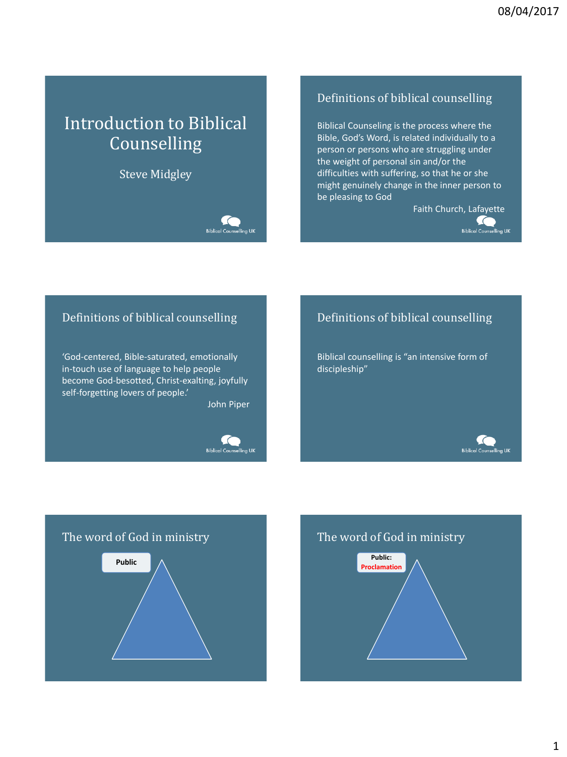# Introduction to Biblical Counselling

Steve Midgley

Biblical Counselling UK

## Definitions of biblical counselling

Biblical Counseling is the process where the Bible, God's Word, is related individually to a person or persons who are struggling under the weight of personal sin and/or the difficulties with suffering, so that he or she might genuinely change in the inner person to be pleasing to God

Faith Church, Lafayette

Biblical Counselling UK

## Definitions of biblical counselling

'God-centered, Bible-saturated, emotionally in-touch use of language to help people become God-besotted, Christ-exalting, joyfully self-forgetting lovers of people.'

John Piper

Biblical Counselling UK

## Definitions of biblical counselling

Biblical counselling is "an intensive form of discipleship"

Biblical Counselling UK

## The word of God in ministry

**Public**

## The word of God in ministry

**Public:**
**Proclamation**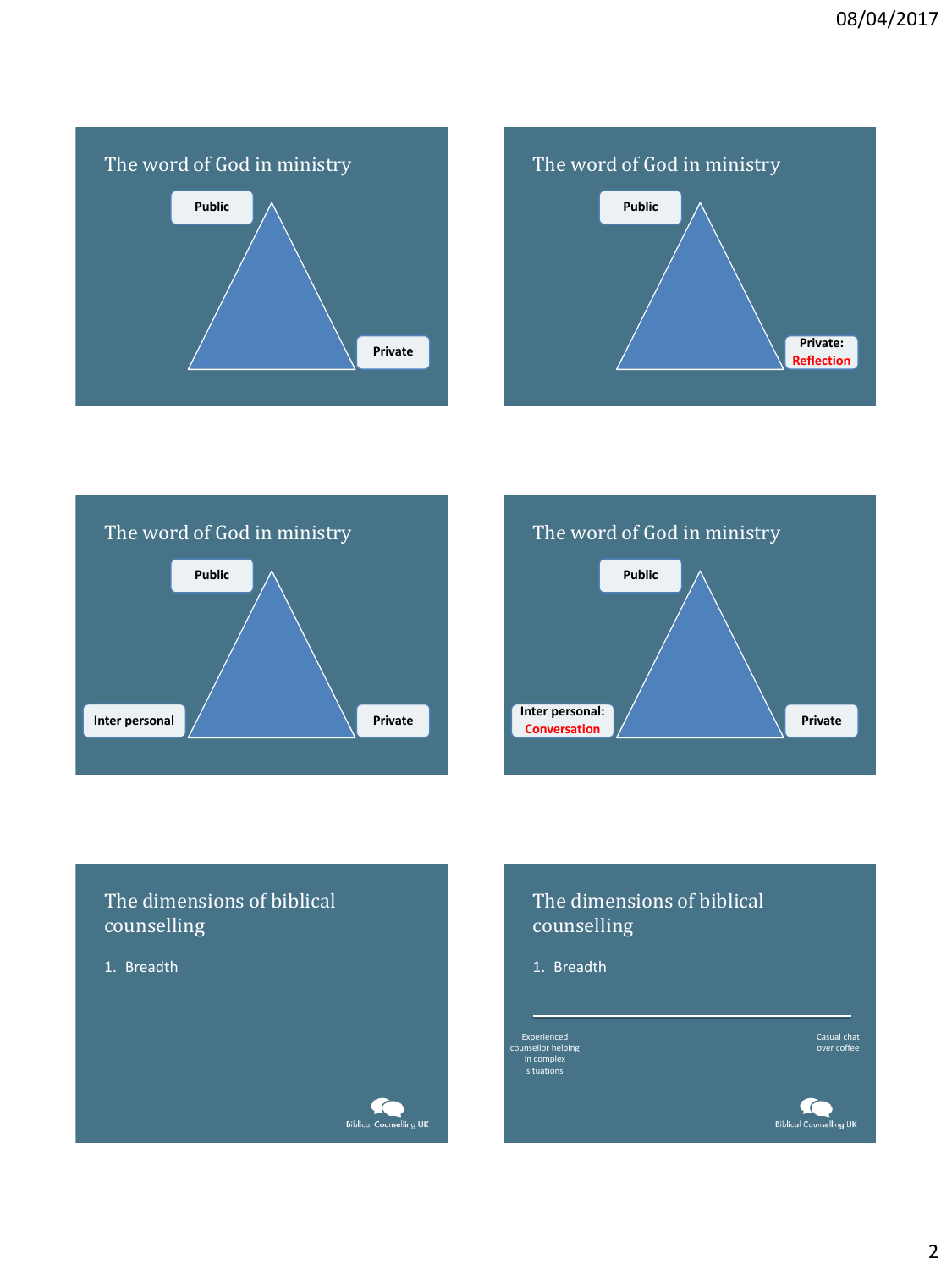## The word of God in ministry

Public

Private

## The word of God in ministry

Public

Private: Reflection

## The word of God in ministry

Public

Inter personal

Private

## The word of God in ministry

Public

Inter personal: Conversation

Private

## The dimensions of biblical counselling

1. Breadth

Biblical Counselling UK

## The dimensions of biblical counselling

1. Breadth

Experienced counsellor helping in complex situations

Casual chat over coffee

Biblical Counselling UK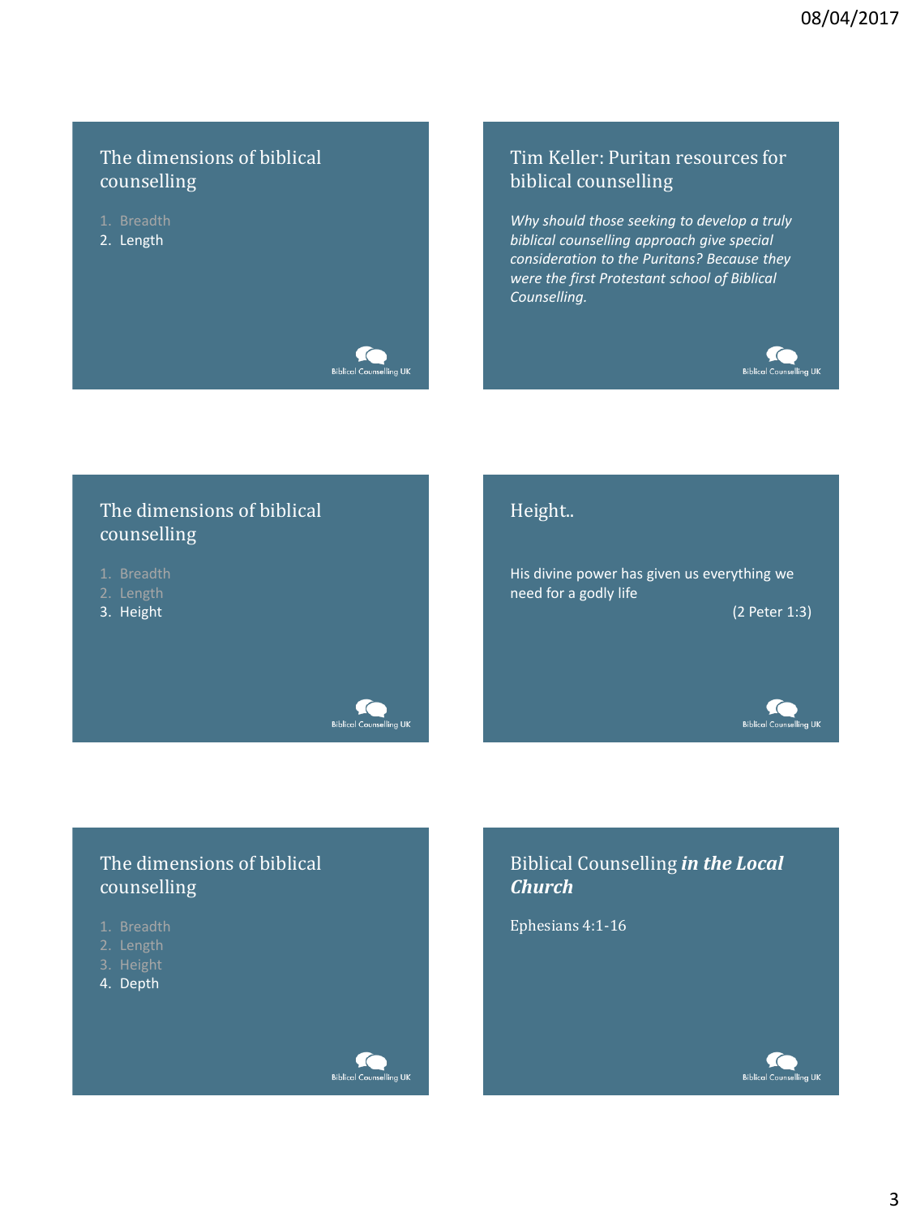## The dimensions of biblical counselling

1. Breadth
2. Length

Biblical Counselling UK

## Tim Keller: Puritan resources for biblical counselling

*Why should those seeking to develop a truly biblical counselling approach give special consideration to the Puritans? Because they were the first Protestant school of Biblical Counselling.*

Biblical Counselling UK

## The dimensions of biblical counselling

1. Breadth
2. Length
3. Height

Biblical Counselling UK

## Height..

His divine power has given us everything we need for a godly life

(2 Peter 1:3)

Biblical Counselling UK

## The dimensions of biblical counselling

1. Breadth
2. Length
3. Height
4. Depth

Biblical Counselling UK

## Biblical Counselling ***in the Local Church***

Ephesians 4:1-16

Biblical Counselling UK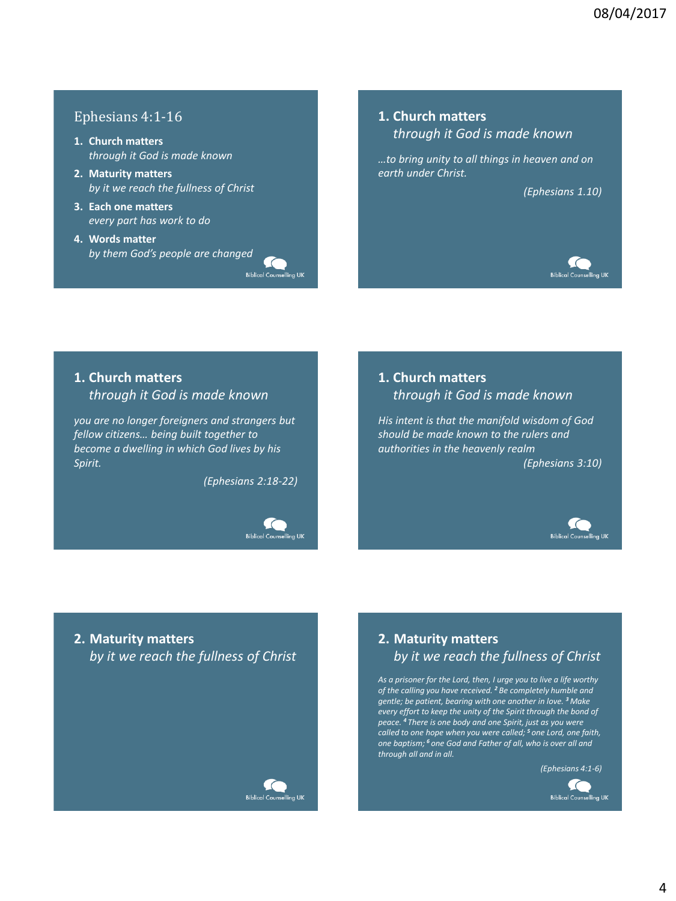## Ephesians 4:1-16

1. **Church matters**
   *through it God is made known*
2. **Maturity matters**
   *by it we reach the fullness of Christ*
3. **Each one matters**
   *every part has work to do*
4. **Words matter**
   *by them God's people are changed*

Biblical Counselling UK

## 1. Church matters
### *through it God is made known*

*…to bring unity to all things in heaven and on earth under Christ.*

*(Ephesians 1.10)*

Biblical Counselling UK

## 1. Church matters
### *through it God is made known*

*you are no longer foreigners and strangers but fellow citizens… being built together to become a dwelling in which God lives by his Spirit.*

*(Ephesians 2:18-22)*

Biblical Counselling UK

## 1. Church matters
### *through it God is made known*

*His intent is that the manifold wisdom of God should be made known to the rulers and authorities in the heavenly realm*

*(Ephesians 3:10)*

Biblical Counselling UK

## 2. Maturity matters
### *by it we reach the fullness of Christ*

Biblical Counselling UK

## 2. Maturity matters
### *by it we reach the fullness of Christ*

*As a prisoner for the Lord, then, I urge you to live a life worthy of the calling you have received. [2] Be completely humble and gentle; be patient, bearing with one another in love. [3] Make every effort to keep the unity of the Spirit through the bond of peace. [4] There is one body and one Spirit, just as you were called to one hope when you were called; [5] one Lord, one faith, one baptism; [6] one God and Father of all, who is over all and through all and in all.*

*(Ephesians 4:1-6)*

Biblical Counselling UK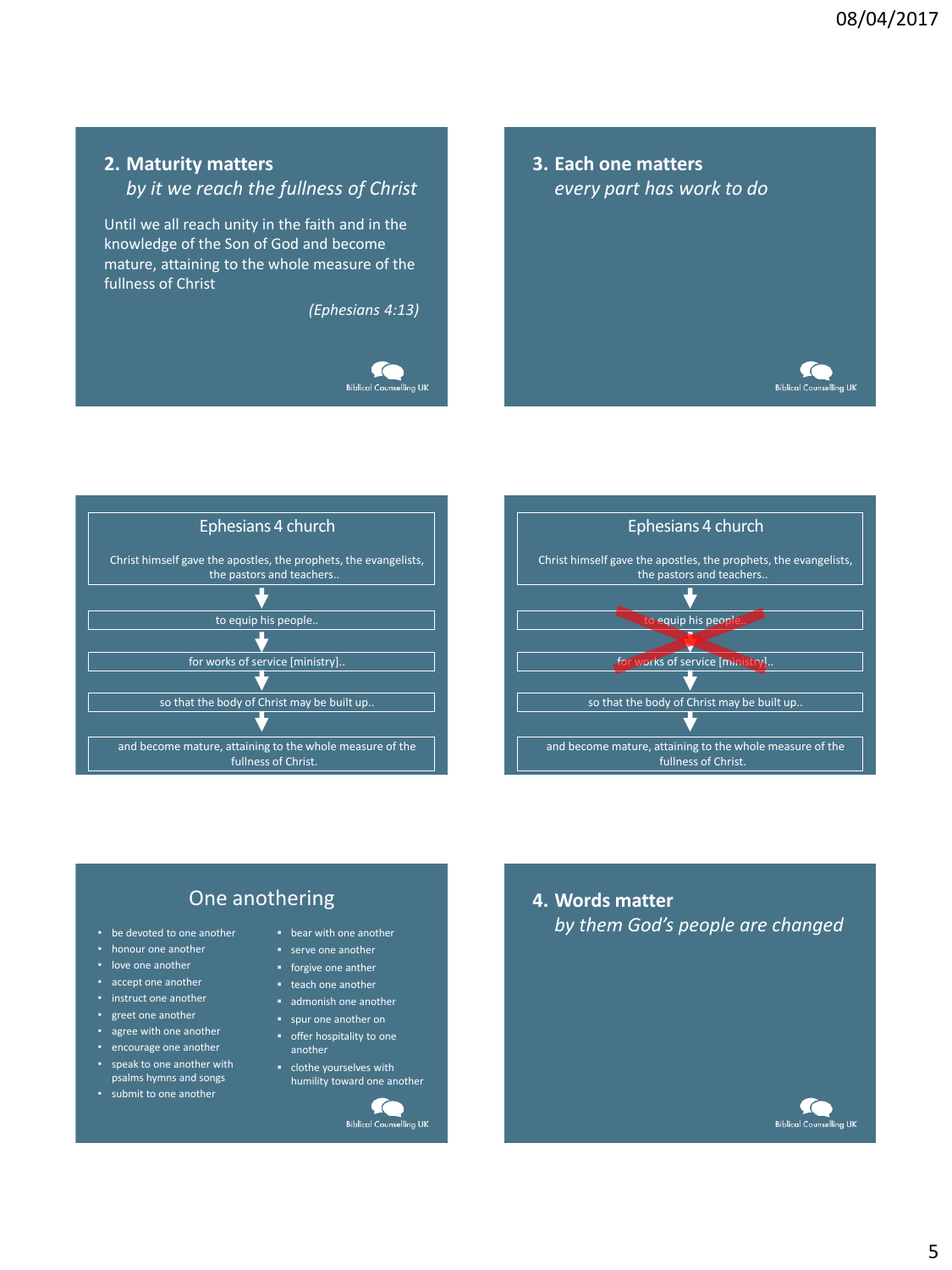## 2. Maturity matters

*by it we reach the fullness of Christ*

Until we all reach unity in the faith and in the knowledge of the Son of God and become mature, attaining to the whole measure of the fullness of Christ

*(Ephesians 4:13)*

## 3. Each one matters

*every part has work to do*

### Ephesians 4 church

Christ himself gave the apostles, the prophets, the evangelists, the pastors and teachers..

↓

to equip his people..

↓

for works of service [ministry]..

↓

so that the body of Christ may be built up..

↓

and become mature, attaining to the whole measure of the fullness of Christ.

### Ephesians 4 church

Christ himself gave the apostles, the prophets, the evangelists, the pastors and teachers..

↓

~~to equip his people..~~

↓

~~for works of service [ministry]..~~

↓

so that the body of Christ may be built up..

↓

and become mature, attaining to the whole measure of the fullness of Christ.

### One anothering

- be devoted to one another
- honour one another
- love one another
- accept one another
- instruct one another
- greet one another
- agree with one another
- encourage one another
- speak to one another with psalms hymns and songs
- submit to one another
- bear with one another
- serve one another
- forgive one anther
- teach one another
- admonish one another
- spur one another on
- offer hospitality to one another
- clothe yourselves with humility toward one another

## 4. Words matter

*by them God's people are changed*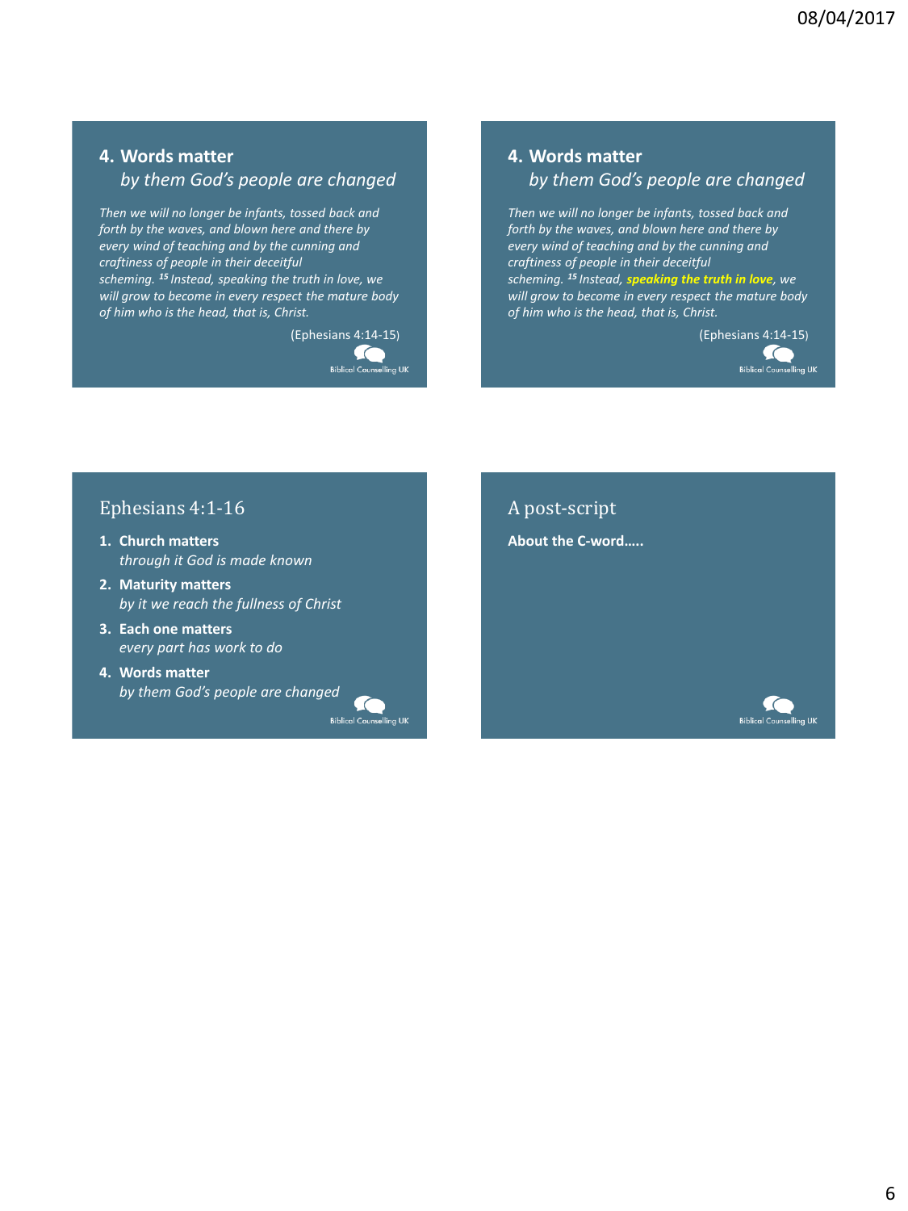## 4. Words matter

*by them God's people are changed*

*Then we will no longer be infants, tossed back and forth by the waves, and blown here and there by every wind of teaching and by the cunning and craftiness of people in their deceitful scheming.* [15] *Instead, speaking the truth in love, we will grow to become in every respect the mature body of him who is the head, that is, Christ.*

(Ephesians 4:14-15)

Biblical Counselling UK

## 4. Words matter

*by them God's people are changed*

*Then we will no longer be infants, tossed back and forth by the waves, and blown here and there by every wind of teaching and by the cunning and craftiness of people in their deceitful scheming.* [15] *Instead,* ***speaking the truth in love****, we will grow to become in every respect the mature body of him who is the head, that is, Christ.*

(Ephesians 4:14-15)

Biblical Counselling UK

## Ephesians 4:1-16

1. **Church matters**
   *through it God is made known*
2. **Maturity matters**
   *by it we reach the fullness of Christ*
3. **Each one matters**
   *every part has work to do*
4. **Words matter**
   *by them God's people are changed*

Biblical Counselling UK

## A post-script

**About the C-word…..**

Biblical Counselling UK